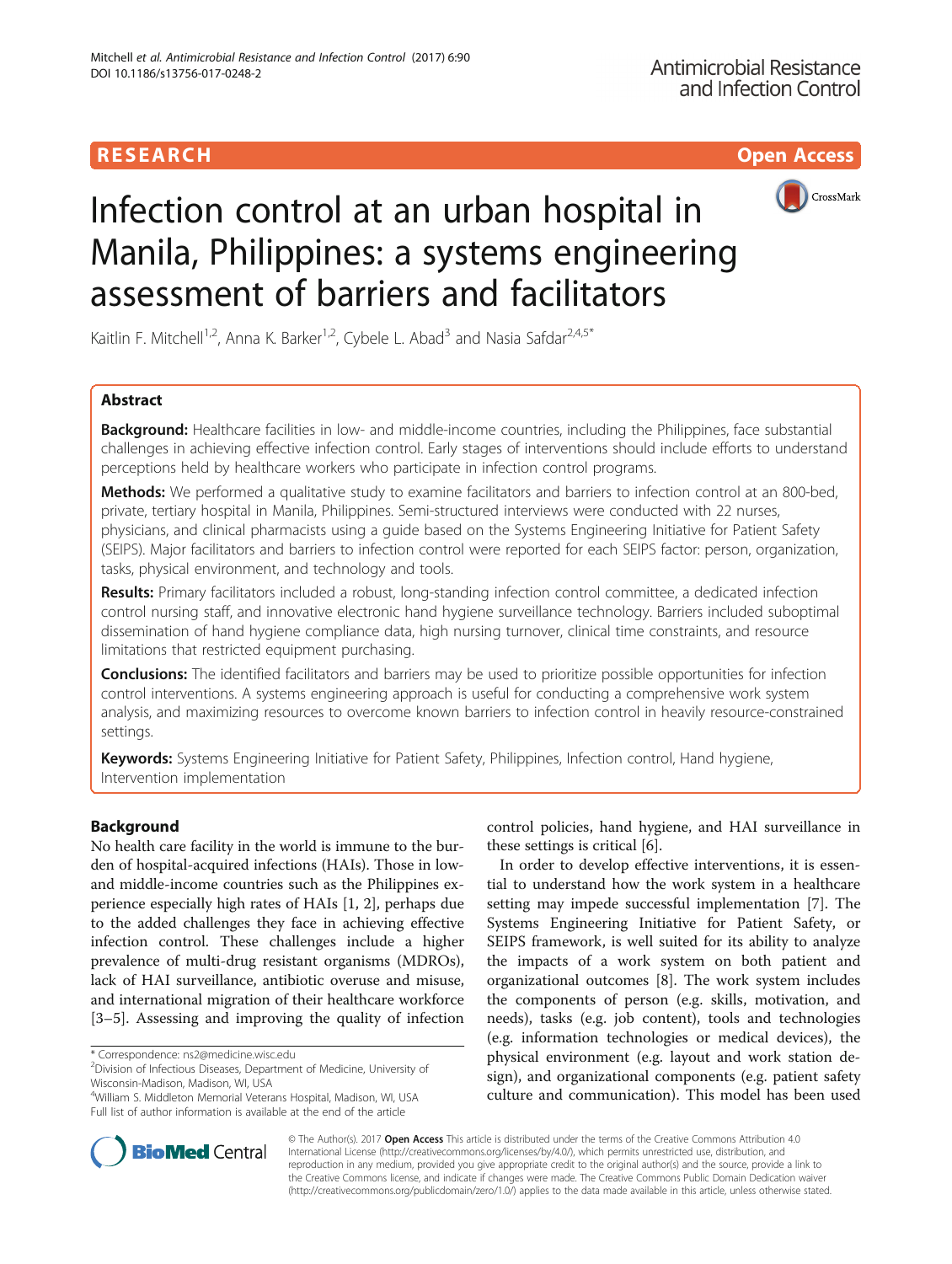# Infection control at an urban hospital in Manila, Philippines: a systems engineering assessment of barriers and facilitators

Kaitlin F. Mitchell[1,2], Anna K. Barker[1,2], Cybele L. Abad[3] and Nasia Safdar[2,4,5*]

## Abstract

**Background:** Healthcare facilities in low- and middle-income countries, including the Philippines, face substantial challenges in achieving effective infection control. Early stages of interventions should include efforts to understand perceptions held by healthcare workers who participate in infection control programs.

**Methods:** We performed a qualitative study to examine facilitators and barriers to infection control at an 800-bed, private, tertiary hospital in Manila, Philippines. Semi-structured interviews were conducted with 22 nurses, physicians, and clinical pharmacists using a guide based on the Systems Engineering Initiative for Patient Safety (SEIPS). Major facilitators and barriers to infection control were reported for each SEIPS factor: person, organization, tasks, physical environment, and technology and tools.

**Results:** Primary facilitators included a robust, long-standing infection control committee, a dedicated infection control nursing staff, and innovative electronic hand hygiene surveillance technology. Barriers included suboptimal dissemination of hand hygiene compliance data, high nursing turnover, clinical time constraints, and resource limitations that restricted equipment purchasing.

**Conclusions:** The identified facilitators and barriers may be used to prioritize possible opportunities for infection control interventions. A systems engineering approach is useful for conducting a comprehensive work system analysis, and maximizing resources to overcome known barriers to infection control in heavily resource-constrained settings.

**Keywords:** Systems Engineering Initiative for Patient Safety, Philippines, Infection control, Hand hygiene, Intervention implementation

## Background

No health care facility in the world is immune to the burden of hospital-acquired infections (HAIs). Those in low- and middle-income countries such as the Philippines experience especially high rates of HAIs [1, 2], perhaps due to the added challenges they face in achieving effective infection control. These challenges include a higher prevalence of multi-drug resistant organisms (MDROs), lack of HAI surveillance, antibiotic overuse and misuse, and international migration of their healthcare workforce [3–5]. Assessing and improving the quality of infection control policies, hand hygiene, and HAI surveillance in these settings is critical [6].

In order to develop effective interventions, it is essential to understand how the work system in a healthcare setting may impede successful implementation [7]. The Systems Engineering Initiative for Patient Safety, or SEIPS framework, is well suited for its ability to analyze the impacts of a work system on both patient and organizational outcomes [8]. The work system includes the components of person (e.g. skills, motivation, and needs), tasks (e.g. job content), tools and technologies (e.g. information technologies or medical devices), the physical environment (e.g. layout and work station design), and organizational components (e.g. patient safety culture and communication). This model has been used

\* Correspondence: ns2@medicine.wisc.edu
[2]Division of Infectious Diseases, Department of Medicine, University of Wisconsin-Madison, Madison, WI, USA
[4]William S. Middleton Memorial Veterans Hospital, Madison, WI, USA
Full list of author information is available at the end of the article

© The Author(s). 2017 **Open Access** This article is distributed under the terms of the Creative Commons Attribution 4.0 International License (http://creativecommons.org/licenses/by/4.0/), which permits unrestricted use, distribution, and reproduction in any medium, provided you give appropriate credit to the original author(s) and the source, provide a link to the Creative Commons license, and indicate if changes were made. The Creative Commons Public Domain Dedication waiver (http://creativecommons.org/publicdomain/zero/1.0/) applies to the data made available in this article, unless otherwise stated.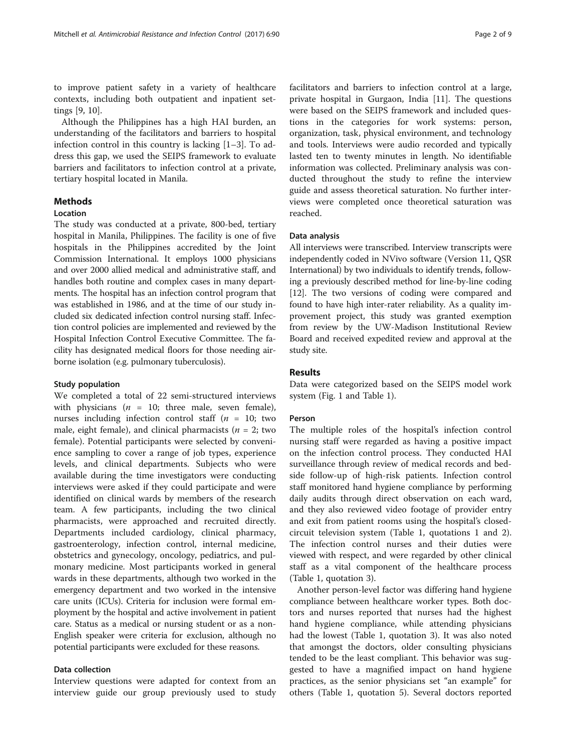to improve patient safety in a variety of healthcare contexts, including both outpatient and inpatient settings [9, 10].

Although the Philippines has a high HAI burden, an understanding of the facilitators and barriers to hospital infection control in this country is lacking [1–3]. To address this gap, we used the SEIPS framework to evaluate barriers and facilitators to infection control at a private, tertiary hospital located in Manila.

## Methods

### Location

The study was conducted at a private, 800-bed, tertiary hospital in Manila, Philippines. The facility is one of five hospitals in the Philippines accredited by the Joint Commission International. It employs 1000 physicians and over 2000 allied medical and administrative staff, and handles both routine and complex cases in many departments. The hospital has an infection control program that was established in 1986, and at the time of our study included six dedicated infection control nursing staff. Infection control policies are implemented and reviewed by the Hospital Infection Control Executive Committee. The facility has designated medical floors for those needing airborne isolation (e.g. pulmonary tuberculosis).

### Study population

We completed a total of 22 semi-structured interviews with physicians ($n$ = 10; three male, seven female), nurses including infection control staff ($n$ = 10; two male, eight female), and clinical pharmacists ($n$ = 2; two female). Potential participants were selected by convenience sampling to cover a range of job types, experience levels, and clinical departments. Subjects who were available during the time investigators were conducting interviews were asked if they could participate and were identified on clinical wards by members of the research team. A few participants, including the two clinical pharmacists, were approached and recruited directly. Departments included cardiology, clinical pharmacy, gastroenterology, infection control, internal medicine, obstetrics and gynecology, oncology, pediatrics, and pulmonary medicine. Most participants worked in general wards in these departments, although two worked in the emergency department and two worked in the intensive care units (ICUs). Criteria for inclusion were formal employment by the hospital and active involvement in patient care. Status as a medical or nursing student or as a non-English speaker were criteria for exclusion, although no potential participants were excluded for these reasons.

### Data collection

Interview questions were adapted for context from an interview guide our group previously used to study facilitators and barriers to infection control at a large, private hospital in Gurgaon, India [11]. The questions were based on the SEIPS framework and included questions in the categories for work systems: person, organization, task, physical environment, and technology and tools. Interviews were audio recorded and typically lasted ten to twenty minutes in length. No identifiable information was collected. Preliminary analysis was conducted throughout the study to refine the interview guide and assess theoretical saturation. No further interviews were completed once theoretical saturation was reached.

### Data analysis

All interviews were transcribed. Interview transcripts were independently coded in NVivo software (Version 11, QSR International) by two individuals to identify trends, following a previously described method for line-by-line coding [12]. The two versions of coding were compared and found to have high inter-rater reliability. As a quality improvement project, this study was granted exemption from review by the UW-Madison Institutional Review Board and received expedited review and approval at the study site.

## Results

Data were categorized based on the SEIPS model work system (Fig. 1 and Table 1).

### Person

The multiple roles of the hospital's infection control nursing staff were regarded as having a positive impact on the infection control process. They conducted HAI surveillance through review of medical records and bedside follow-up of high-risk patients. Infection control staff monitored hand hygiene compliance by performing daily audits through direct observation on each ward, and they also reviewed video footage of provider entry and exit from patient rooms using the hospital's closed-circuit television system (Table 1, quotations 1 and 2). The infection control nurses and their duties were viewed with respect, and were regarded by other clinical staff as a vital component of the healthcare process (Table 1, quotation 3).

Another person-level factor was differing hand hygiene compliance between healthcare worker types. Both doctors and nurses reported that nurses had the highest hand hygiene compliance, while attending physicians had the lowest (Table 1, quotation 3). It was also noted that amongst the doctors, older consulting physicians tended to be the least compliant. This behavior was suggested to have a magnified impact on hand hygiene practices, as the senior physicians set "an example" for others (Table 1, quotation 5). Several doctors reported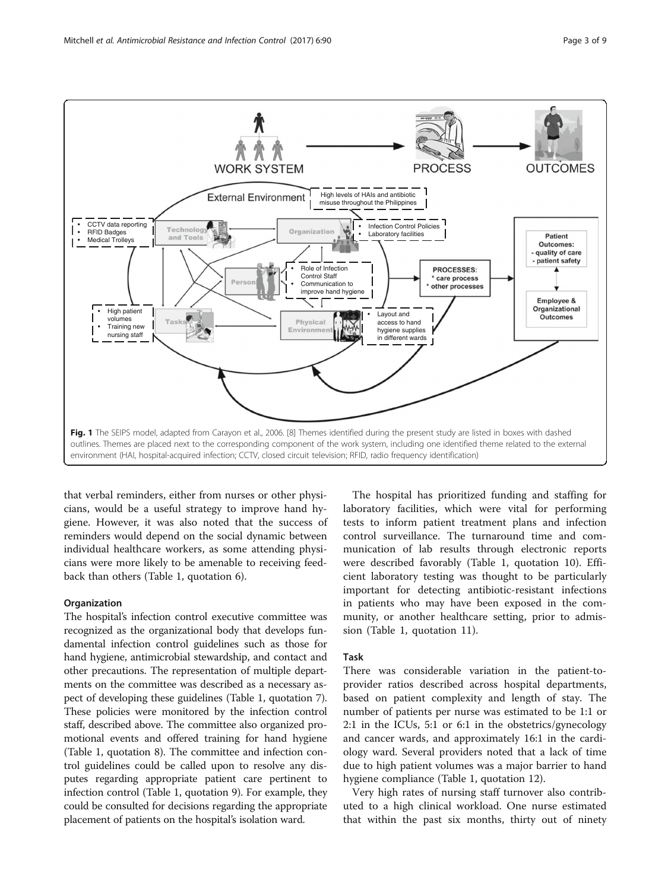Fig. 1 The SEIPS model, adapted from Carayon et al., 2006. [8] Themes identified during the present study are listed in boxes with dashed outlines. Themes are placed next to the corresponding component of the work system, including one identified theme related to the external environment (HAI, hospital-acquired infection; CCTV, closed circuit television; RFID, radio frequency identification)

that verbal reminders, either from nurses or other physicians, would be a useful strategy to improve hand hygiene. However, it was also noted that the success of reminders would depend on the social dynamic between individual healthcare workers, as some attending physicians were more likely to be amenable to receiving feedback than others (Table 1, quotation 6).

### Organization

The hospital's infection control executive committee was recognized as the organizational body that develops fundamental infection control guidelines such as those for hand hygiene, antimicrobial stewardship, and contact and other precautions. The representation of multiple departments on the committee was described as a necessary aspect of developing these guidelines (Table 1, quotation 7). These policies were monitored by the infection control staff, described above. The committee also organized promotional events and offered training for hand hygiene (Table 1, quotation 8). The committee and infection control guidelines could be called upon to resolve any disputes regarding appropriate patient care pertinent to infection control (Table 1, quotation 9). For example, they could be consulted for decisions regarding the appropriate placement of patients on the hospital's isolation ward.

The hospital has prioritized funding and staffing for laboratory facilities, which were vital for performing tests to inform patient treatment plans and infection control surveillance. The turnaround time and communication of lab results through electronic reports were described favorably (Table 1, quotation 10). Efficient laboratory testing was thought to be particularly important for detecting antibiotic-resistant infections in patients who may have been exposed in the community, or another healthcare setting, prior to admission (Table 1, quotation 11).

### Task

There was considerable variation in the patient-to-provider ratios described across hospital departments, based on patient complexity and length of stay. The number of patients per nurse was estimated to be 1:1 or 2:1 in the ICUs, 5:1 or 6:1 in the obstetrics/gynecology and cancer wards, and approximately 16:1 in the cardiology ward. Several providers noted that a lack of time due to high patient volumes was a major barrier to hand hygiene compliance (Table 1, quotation 12).

Very high rates of nursing staff turnover also contributed to a high clinical workload. One nurse estimated that within the past six months, thirty out of ninety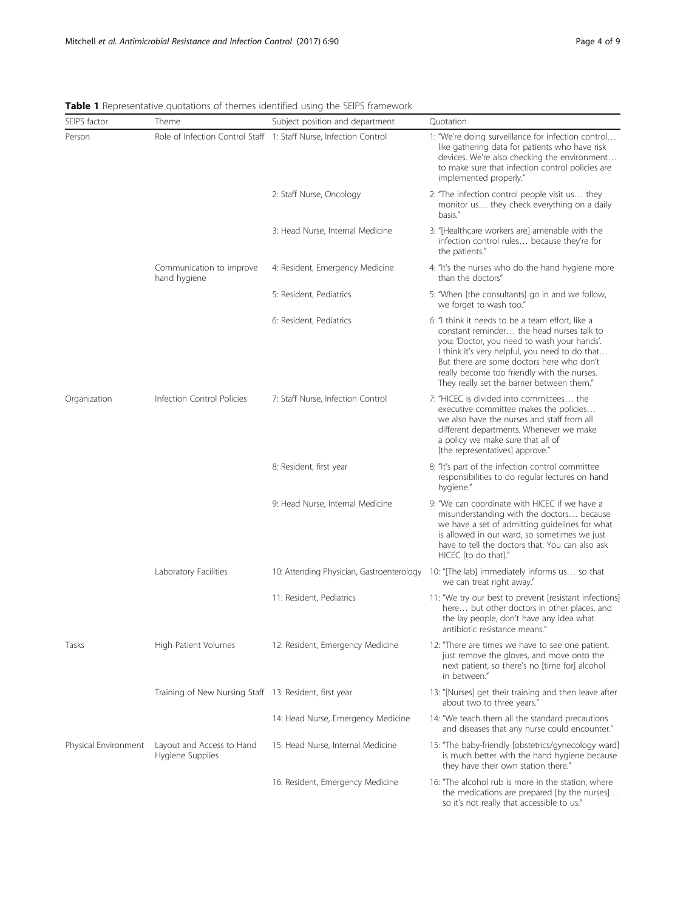**Table 1** Representative quotations of themes identified using the SEIPS framework

| SEIPS factor | Theme | Subject position and department | Quotation |
| --- | --- | --- | --- |
| Person | Role of Infection Control Staff | 1: Staff Nurse, Infection Control | 1: "We're doing surveillance for infection control… like gathering data for patients who have risk devices. We're also checking the environment… to make sure that infection control policies are implemented properly." |
| | | 2: Staff Nurse, Oncology | 2: "The infection control people visit us… they monitor us… they check everything on a daily basis." |
| | | 3: Head Nurse, Internal Medicine | 3: "[Healthcare workers are] amenable with the infection control rules… because they're for the patients." |
| | Communication to improve hand hygiene | 4: Resident, Emergency Medicine | 4: "It's the nurses who do the hand hygiene more than the doctors" |
| | | 5: Resident, Pediatrics | 5: "When [the consultants] go in and we follow, we forget to wash too." |
| | | 6: Resident, Pediatrics | 6: "I think it needs to be a team effort, like a constant reminder… the head nurses talk to you: 'Doctor, you need to wash your hands'. I think it's very helpful, you need to do that… But there are some doctors here who don't really become too friendly with the nurses. They really set the barrier between them." |
| Organization | Infection Control Policies | 7: Staff Nurse, Infection Control | 7: "HICEC is divided into committees… the executive committee makes the policies… we also have the nurses and staff from all different departments. Whenever we make a policy we make sure that all of [the representatives] approve." |
| | | 8: Resident, first year | 8: "It's part of the infection control committee responsibilities to do regular lectures on hand hygiene." |
| | | 9: Head Nurse, Internal Medicine | 9: "We can coordinate with HICEC if we have a misunderstanding with the doctors… because we have a set of admitting guidelines for what is allowed in our ward, so sometimes we just have to tell the doctors that. You can also ask HICEC [to do that]." |
| | Laboratory Facilities | 10: Attending Physician, Gastroenterology | 10: "[The lab] immediately informs us… so that we can treat right away." |
| | | 11: Resident, Pediatrics | 11: "We try our best to prevent [resistant infections] here… but other doctors in other places, and the lay people, don't have any idea what antibiotic resistance means." |
| Tasks | High Patient Volumes | 12: Resident, Emergency Medicine | 12: "There are times we have to see one patient, just remove the gloves, and move onto the next patient, so there's no [time for] alcohol in between." |
| | Training of New Nursing Staff | 13: Resident, first year | 13: "[Nurses] get their training and then leave after about two to three years." |
| | | 14: Head Nurse, Emergency Medicine | 14: "We teach them all the standard precautions and diseases that any nurse could encounter." |
| Physical Environment | Layout and Access to Hand Hygiene Supplies | 15: Head Nurse, Internal Medicine | 15: "The baby-friendly [obstetrics/gynecology ward] is much better with the hand hygiene because they have their own station there." |
| | | 16: Resident, Emergency Medicine | 16: "The alcohol rub is more in the station, where the medications are prepared [by the nurses]… so it's not really that accessible to us." |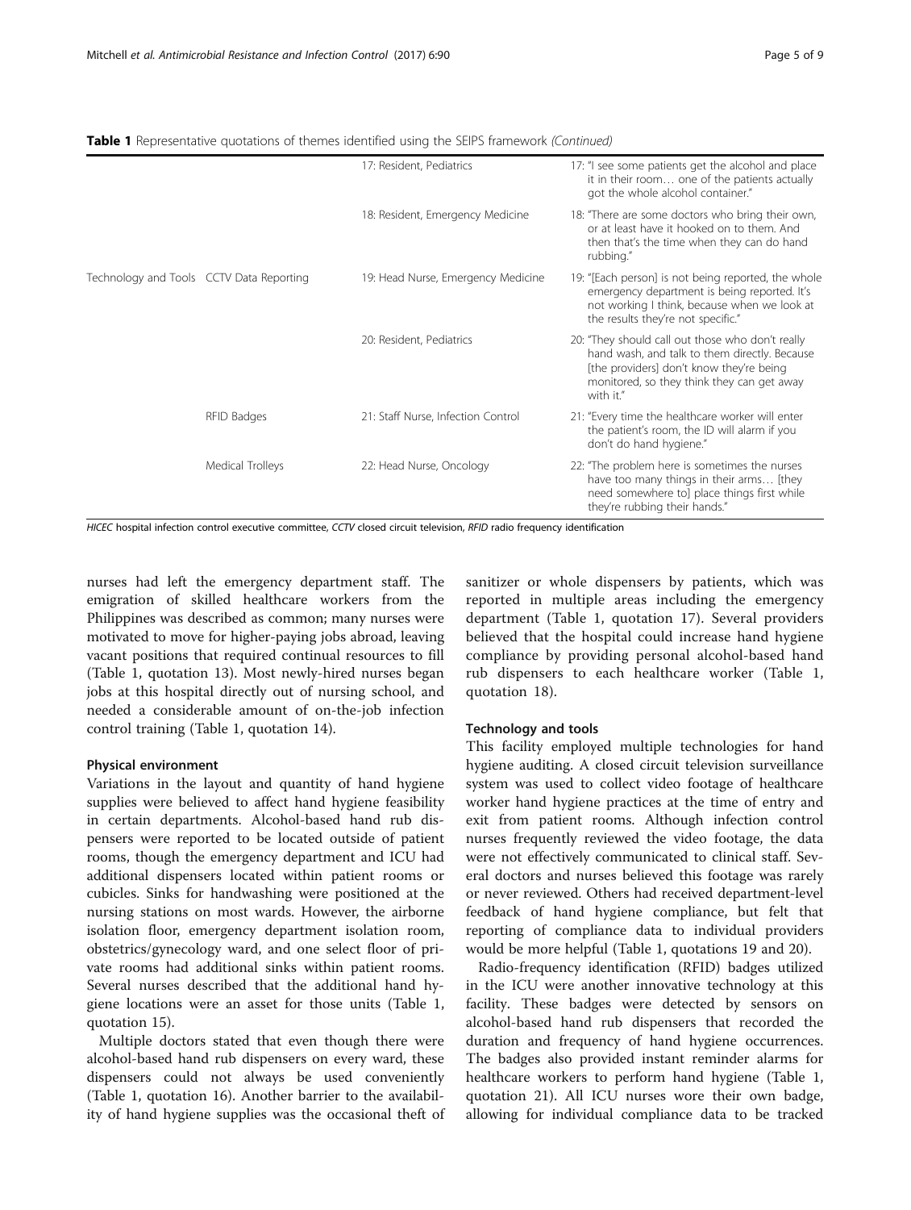**Table 1** Representative quotations of themes identified using the SEIPS framework *(Continued)*

| | | | |
|---|---|---|---|
| | | 17: Resident, Pediatrics | 17: "I see some patients get the alcohol and place it in their room… one of the patients actually got the whole alcohol container." |
| | | 18: Resident, Emergency Medicine | 18: "There are some doctors who bring their own, or at least have it hooked on to them. And then that's the time when they can do hand rubbing." |
| Technology and Tools | CCTV Data Reporting | 19: Head Nurse, Emergency Medicine | 19: "[Each person] is not being reported, the whole emergency department is being reported. It's not working I think, because when we look at the results they're not specific." |
| | | 20: Resident, Pediatrics | 20: "They should call out those who don't really hand wash, and talk to them directly. Because [the providers] don't know they're being monitored, so they think they can get away with it." |
| | RFID Badges | 21: Staff Nurse, Infection Control | 21: "Every time the healthcare worker will enter the patient's room, the ID will alarm if you don't do hand hygiene." |
| | Medical Trolleys | 22: Head Nurse, Oncology | 22: "The problem here is sometimes the nurses have too many things in their arms… [they need somewhere to] place things first while they're rubbing their hands." |

*HICEC* hospital infection control executive committee, *CCTV* closed circuit television, *RFID* radio frequency identification

nurses had left the emergency department staff. The emigration of skilled healthcare workers from the Philippines was described as common; many nurses were motivated to move for higher-paying jobs abroad, leaving vacant positions that required continual resources to fill (Table 1, quotation 13). Most newly-hired nurses began jobs at this hospital directly out of nursing school, and needed a considerable amount of on-the-job infection control training (Table 1, quotation 14).

#### Physical environment

Variations in the layout and quantity of hand hygiene supplies were believed to affect hand hygiene feasibility in certain departments. Alcohol-based hand rub dispensers were reported to be located outside of patient rooms, though the emergency department and ICU had additional dispensers located within patient rooms or cubicles. Sinks for handwashing were positioned at the nursing stations on most wards. However, the airborne isolation floor, emergency department isolation room, obstetrics/gynecology ward, and one select floor of private rooms had additional sinks within patient rooms. Several nurses described that the additional hand hygiene locations were an asset for those units (Table 1, quotation 15).

Multiple doctors stated that even though there were alcohol-based hand rub dispensers on every ward, these dispensers could not always be used conveniently (Table 1, quotation 16). Another barrier to the availability of hand hygiene supplies was the occasional theft of sanitizer or whole dispensers by patients, which was reported in multiple areas including the emergency department (Table 1, quotation 17). Several providers believed that the hospital could increase hand hygiene compliance by providing personal alcohol-based hand rub dispensers to each healthcare worker (Table 1, quotation 18).

#### Technology and tools

This facility employed multiple technologies for hand hygiene auditing. A closed circuit television surveillance system was used to collect video footage of healthcare worker hand hygiene practices at the time of entry and exit from patient rooms. Although infection control nurses frequently reviewed the video footage, the data were not effectively communicated to clinical staff. Several doctors and nurses believed this footage was rarely or never reviewed. Others had received department-level feedback of hand hygiene compliance, but felt that reporting of compliance data to individual providers would be more helpful (Table 1, quotations 19 and 20).

Radio-frequency identification (RFID) badges utilized in the ICU were another innovative technology at this facility. These badges were detected by sensors on alcohol-based hand rub dispensers that recorded the duration and frequency of hand hygiene occurrences. The badges also provided instant reminder alarms for healthcare workers to perform hand hygiene (Table 1, quotation 21). All ICU nurses wore their own badge, allowing for individual compliance data to be tracked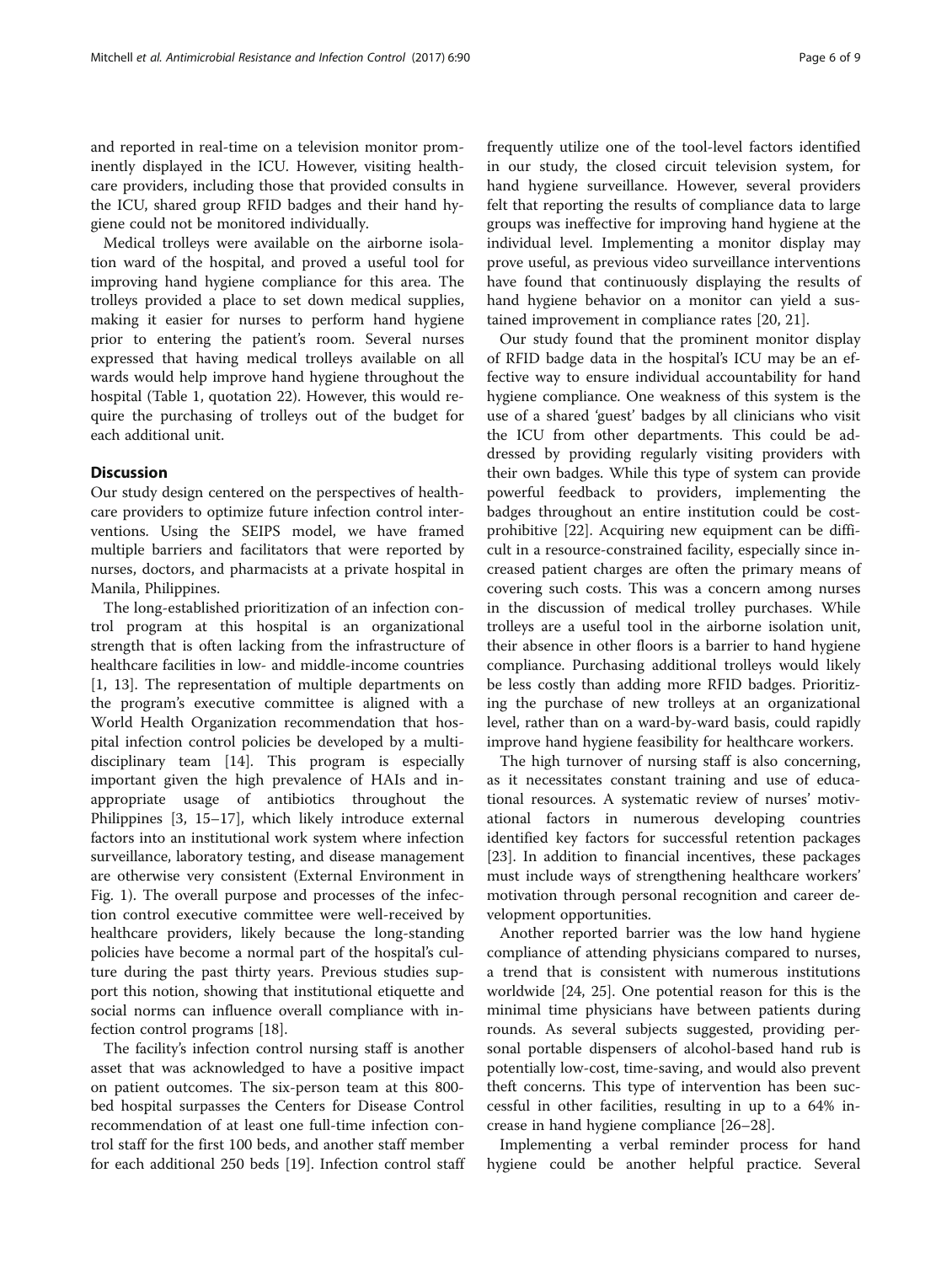and reported in real-time on a television monitor prominently displayed in the ICU. However, visiting healthcare providers, including those that provided consults in the ICU, shared group RFID badges and their hand hygiene could not be monitored individually.

Medical trolleys were available on the airborne isolation ward of the hospital, and proved a useful tool for improving hand hygiene compliance for this area. The trolleys provided a place to set down medical supplies, making it easier for nurses to perform hand hygiene prior to entering the patient's room. Several nurses expressed that having medical trolleys available on all wards would help improve hand hygiene throughout the hospital (Table 1, quotation 22). However, this would require the purchasing of trolleys out of the budget for each additional unit.

## Discussion

Our study design centered on the perspectives of healthcare providers to optimize future infection control interventions. Using the SEIPS model, we have framed multiple barriers and facilitators that were reported by nurses, doctors, and pharmacists at a private hospital in Manila, Philippines.

The long-established prioritization of an infection control program at this hospital is an organizational strength that is often lacking from the infrastructure of healthcare facilities in low- and middle-income countries [1, 13]. The representation of multiple departments on the program's executive committee is aligned with a World Health Organization recommendation that hospital infection control policies be developed by a multidisciplinary team [14]. This program is especially important given the high prevalence of HAIs and inappropriate usage of antibiotics throughout the Philippines [3, 15–17], which likely introduce external factors into an institutional work system where infection surveillance, laboratory testing, and disease management are otherwise very consistent (External Environment in Fig. 1). The overall purpose and processes of the infection control executive committee were well-received by healthcare providers, likely because the long-standing policies have become a normal part of the hospital's culture during the past thirty years. Previous studies support this notion, showing that institutional etiquette and social norms can influence overall compliance with infection control programs [18].

The facility's infection control nursing staff is another asset that was acknowledged to have a positive impact on patient outcomes. The six-person team at this 800-bed hospital surpasses the Centers for Disease Control recommendation of at least one full-time infection control staff for the first 100 beds, and another staff member for each additional 250 beds [19]. Infection control staff frequently utilize one of the tool-level factors identified in our study, the closed circuit television system, for hand hygiene surveillance. However, several providers felt that reporting the results of compliance data to large groups was ineffective for improving hand hygiene at the individual level. Implementing a monitor display may prove useful, as previous video surveillance interventions have found that continuously displaying the results of hand hygiene behavior on a monitor can yield a sustained improvement in compliance rates [20, 21].

Our study found that the prominent monitor display of RFID badge data in the hospital's ICU may be an effective way to ensure individual accountability for hand hygiene compliance. One weakness of this system is the use of a shared 'guest' badges by all clinicians who visit the ICU from other departments. This could be addressed by providing regularly visiting providers with their own badges. While this type of system can provide powerful feedback to providers, implementing the badges throughout an entire institution could be cost-prohibitive [22]. Acquiring new equipment can be difficult in a resource-constrained facility, especially since increased patient charges are often the primary means of covering such costs. This was a concern among nurses in the discussion of medical trolley purchases. While trolleys are a useful tool in the airborne isolation unit, their absence in other floors is a barrier to hand hygiene compliance. Purchasing additional trolleys would likely be less costly than adding more RFID badges. Prioritizing the purchase of new trolleys at an organizational level, rather than on a ward-by-ward basis, could rapidly improve hand hygiene feasibility for healthcare workers.

The high turnover of nursing staff is also concerning, as it necessitates constant training and use of educational resources. A systematic review of nurses' motivational factors in numerous developing countries identified key factors for successful retention packages [23]. In addition to financial incentives, these packages must include ways of strengthening healthcare workers' motivation through personal recognition and career development opportunities.

Another reported barrier was the low hand hygiene compliance of attending physicians compared to nurses, a trend that is consistent with numerous institutions worldwide [24, 25]. One potential reason for this is the minimal time physicians have between patients during rounds. As several subjects suggested, providing personal portable dispensers of alcohol-based hand rub is potentially low-cost, time-saving, and would also prevent theft concerns. This type of intervention has been successful in other facilities, resulting in up to a 64% increase in hand hygiene compliance [26–28].

Implementing a verbal reminder process for hand hygiene could be another helpful practice. Several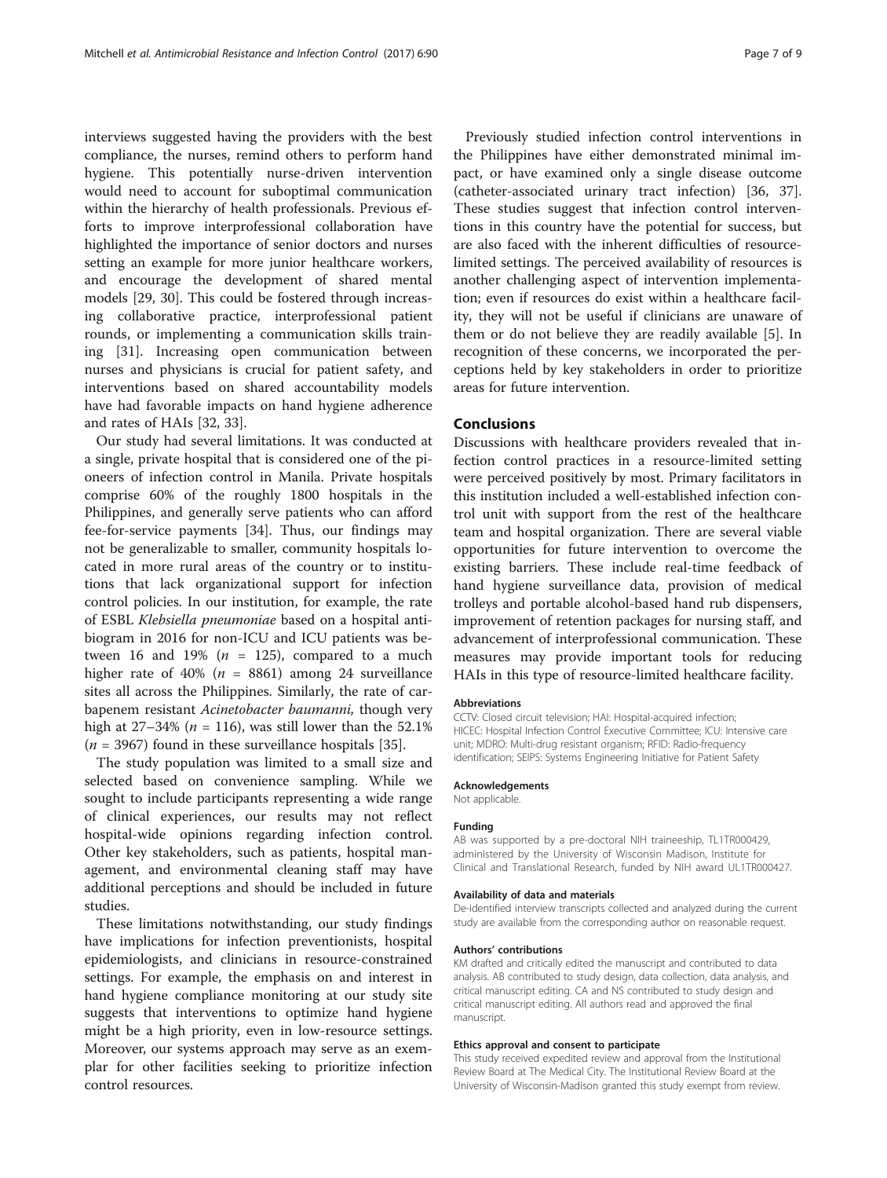interviews suggested having the providers with the best compliance, the nurses, remind others to perform hand hygiene. This potentially nurse-driven intervention would need to account for suboptimal communication within the hierarchy of health professionals. Previous efforts to improve interprofessional collaboration have highlighted the importance of senior doctors and nurses setting an example for more junior healthcare workers, and encourage the development of shared mental models [29, 30]. This could be fostered through increasing collaborative practice, interprofessional patient rounds, or implementing a communication skills training [31]. Increasing open communication between nurses and physicians is crucial for patient safety, and interventions based on shared accountability models have had favorable impacts on hand hygiene adherence and rates of HAIs [32, 33].

Our study had several limitations. It was conducted at a single, private hospital that is considered one of the pioneers of infection control in Manila. Private hospitals comprise 60% of the roughly 1800 hospitals in the Philippines, and generally serve patients who can afford fee-for-service payments [34]. Thus, our findings may not be generalizable to smaller, community hospitals located in more rural areas of the country or to institutions that lack organizational support for infection control policies. In our institution, for example, the rate of ESBL *Klebsiella pneumoniae* based on a hospital antibiogram in 2016 for non-ICU and ICU patients was between 16 and 19% ($n$ = 125), compared to a much higher rate of 40% ($n$ = 8861) among 24 surveillance sites all across the Philippines. Similarly, the rate of carbapenem resistant *Acinetobacter baumanni*, though very high at 27–34% ($n$ = 116), was still lower than the 52.1% ($n$ = 3967) found in these surveillance hospitals [35].

The study population was limited to a small size and selected based on convenience sampling. While we sought to include participants representing a wide range of clinical experiences, our results may not reflect hospital-wide opinions regarding infection control. Other key stakeholders, such as patients, hospital management, and environmental cleaning staff may have additional perceptions and should be included in future studies.

These limitations notwithstanding, our study findings have implications for infection preventionists, hospital epidemiologists, and clinicians in resource-constrained settings. For example, the emphasis on and interest in hand hygiene compliance monitoring at our study site suggests that interventions to optimize hand hygiene might be a high priority, even in low-resource settings. Moreover, our systems approach may serve as an exemplar for other facilities seeking to prioritize infection control resources.

Previously studied infection control interventions in the Philippines have either demonstrated minimal impact, or have examined only a single disease outcome (catheter-associated urinary tract infection) [36, 37]. These studies suggest that infection control interventions in this country have the potential for success, but are also faced with the inherent difficulties of resource-limited settings. The perceived availability of resources is another challenging aspect of intervention implementation; even if resources do exist within a healthcare facility, they will not be useful if clinicians are unaware of them or do not believe they are readily available [5]. In recognition of these concerns, we incorporated the perceptions held by key stakeholders in order to prioritize areas for future intervention.

## Conclusions

Discussions with healthcare providers revealed that infection control practices in a resource-limited setting were perceived positively by most. Primary facilitators in this institution included a well-established infection control unit with support from the rest of the healthcare team and hospital organization. There are several viable opportunities for future intervention to overcome the existing barriers. These include real-time feedback of hand hygiene surveillance data, provision of medical trolleys and portable alcohol-based hand rub dispensers, improvement of retention packages for nursing staff, and advancement of interprofessional communication. These measures may provide important tools for reducing HAIs in this type of resource-limited healthcare facility.

#### Abbreviations

CCTV: Closed circuit television; HAI: Hospital-acquired infection; HICEC: Hospital Infection Control Executive Committee; ICU: Intensive care unit; MDRO: Multi-drug resistant organism; RFID: Radio-frequency identification; SEIPS: Systems Engineering Initiative for Patient Safety

#### Acknowledgements

Not applicable.

#### Funding

AB was supported by a pre-doctoral NIH traineeship, TL1TR000429, administered by the University of Wisconsin Madison, Institute for Clinical and Translational Research, funded by NIH award UL1TR000427.

#### Availability of data and materials

De-identified interview transcripts collected and analyzed during the current study are available from the corresponding author on reasonable request.

#### Authors' contributions

KM drafted and critically edited the manuscript and contributed to data analysis. AB contributed to study design, data collection, data analysis, and critical manuscript editing. CA and NS contributed to study design and critical manuscript editing. All authors read and approved the final manuscript.

#### Ethics approval and consent to participate

This study received expedited review and approval from the Institutional Review Board at The Medical City. The Institutional Review Board at the University of Wisconsin-Madison granted this study exempt from review.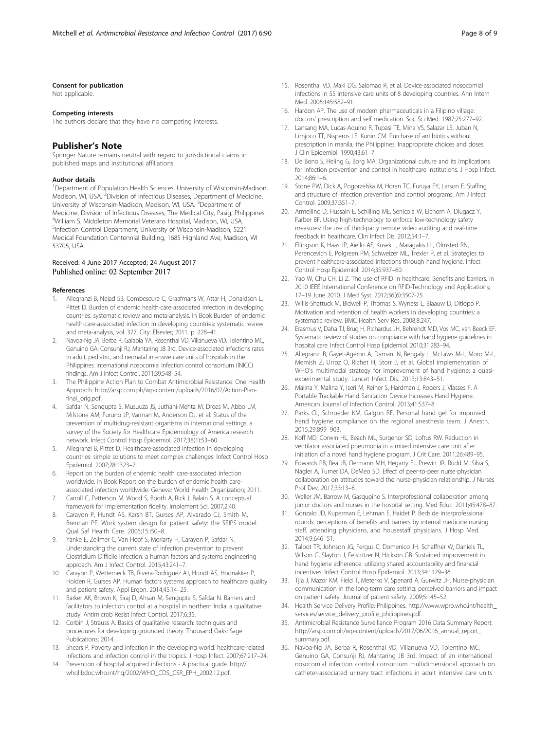#### Consent for publication

Not applicable.

#### Competing interests

The authors declare that they have no competing interests.

## Publisher's Note

Springer Nature remains neutral with regard to jurisdictional claims in published maps and institutional affiliations.

#### Author details

[1]Department of Population Health Sciences, University of Wisconsin-Madison, Madison, WI, USA. [2]Division of Infectious Diseases, Department of Medicine, University of Wisconsin-Madison, Madison, WI, USA. [3]Department of Medicine, Division of Infectious Diseases, The Medical City, Pasig, Philippines. [4]William S. Middleton Memorial Veterans Hospital, Madison, WI, USA. [5]Infection Control Department, University of Wisconsin-Madison, 5221 Medical Foundation Centennial Building, 1685 Highland Ave, Madison, WI 53705, USA.

Received: 4 June 2017 Accepted: 24 August 2017
Published online: 02 September 2017

#### References

1. Allegranzi B, Nejad SB, Combescure C, Graafmans W, Attar H, Donaldson L, Pittet D. Burden of endemic health-care-associated infection in developing countries: systematic review and meta-analysis. In Book Burden of endemic health-care-associated infection in developing countries: systematic review and meta-analysis, vol. 377. City: Elsevier; 2011. p. 228–41.
2. Navoa-Ng JA, Berba R, Galapia YA, Rosenthal VD, Villanueva VD, Tolentino MC, Genuino GA, Consunji RJ, Mantaring JB 3rd. Device-associated infections rates in adult, pediatric, and neonatal intensive care units of hospitals in the Philippines: international nosocomial infection control consortium (INICC) findings. Am J Infect Control. 2011;39:548–54.
3. The Philippine Action Plan to Combat Antimicrobial Resistance: One Health Approach. http://arsp.com.ph/wp-content/uploads/2016/07/Action-Plan-final_orig.pdf.
4. Safdar N, Sengupta S, Musuuza JS, Juthani-Mehta M, Drees M, Abbo LM, Milstone AM, Furuno JP, Varman M, Anderson DJ, et al. Status of the prevention of multidrug-resistant organisms in international settings: a survey of the Society for Healthcare Epidemiology of America research network. Infect Control Hosp Epidemiol. 2017;38(1):53–60.
5. Allegranzi B, Pittet D. Healthcare-associated infection in developing countries: simple solutions to meet complex challenges. Infect Control Hosp Epidemiol. 2007;28:1323–7.
6. Report on the burden of endemic health care-associated infection worldwide. In Book Report on the burden of endemic health care-associated infection worldwide. Geneva: World Health Organization; 2011.
7. Carroll C, Patterson M, Wood S, Booth A, Rick J, Balain S. A conceptual framework for implementation fidelity. Implement Sci. 2007;2:40.
8. Carayon P, Hundt AS, Karsh BT, Gurses AP, Alvarado CJ, Smith M, Brennan PF. Work system design for patient safety: the SEIPS model. Qual Saf Health Care. 2006;15:i50–8.
9. Yanke E, Zellmer C, Van Hoof S, Moriarty H, Carayon P, Safdar N. Understanding the current state of infection prevention to prevent Clostridium Difficile infection: a human factors and systems engineering approach. Am J Infect Control. 2015;43:241–7.
10. Carayon P, Wetterneck TB, Rivera-Rodriguez AJ, Hundt AS, Hoonakker P, Holden R, Gurses AP. Human factors systems approach to healthcare quality and patient safety. Appl Ergon. 2014;45:14–25.
11. Barker AK, Brown K, Siraj D, Ahsan M, Sengupta S, Safdar N. Barriers and facilitators to infection control at a hospital in northern India: a qualitative study. Antimicrob Resist Infect Control. 2017;6:35.
12. Corbin J, Strauss A. Basics of qualitative research: techniques and procedures for developing grounded theory. Thousand Oaks: Sage Publications; 2014.
13. Shears P. Poverty and infection in the developing world: healthcare-related infections and infection control in the tropics. J Hosp Infect. 2007;67:217–24.
14. Prevention of hospital acquired infections - A practical guide. http://whqlibdoc.who.int/hq/2002/WHO_CDS_CSR_EPH_2002.12.pdf.
15. Rosenthal VD, Maki DG, Salomao R, et al. Device-associated nosocomial infections in 55 intensive care units of 8 developing countries. Ann Intern Med. 2006;145:582–91.
16. Hardon AP. The use of modern pharmaceuticals in a Filipino village: doctors' prescription and self medication. Soc Sci Med. 1987;25:277–92.
17. Lansang MA, Lucas-Aquino R, Tupasi TE, Mina VS, Salazar LS, Juban N, Limjoco TT, Nisperos LE, Kunin CM. Purchase of antibiotics without prescription in manila, the Philippines. Inappropriate choices and doses. J Clin Epidemiol. 1990;43:61–7.
18. De Bono S, Heling G, Borg MA. Organizational culture and its implications for infection prevention and control in healthcare institutions. J Hosp Infect. 2014;86:1–6.
19. Stone PW, Dick A, Pogorzelska M, Horan TC, Furuya EY, Larson E. Staffing and structure of infection prevention and control programs. Am J Infect Control. 2009;37:351–7.
20. Armellino D, Hussain E, Schilling ME, Senicola W, Eichorn A, Dlugacz Y, Farber BF. Using high-technology to enforce low-technology safety measures: the use of third-party remote video auditing and real-time feedback in healthcare. Clin Infect Dis. 2012;54:1–7.
21. Ellingson K, Haas JP, Aiello AE, Kusek L, Maragakis LL, Olmsted RN, Perencevich E, Polgreen PM, Schweizer ML, Trexler P, et al. Strategies to prevent healthcare-associated infections through hand hygiene. Infect Control Hosp Epidemiol. 2014;35:937–60.
22. Yao W, Chu CH, Li Z. The use of RFID in healthcare: Benefits and barriers. In 2010 IEEE International Conference on RFID-Technology and Applications; 17–19 June 2010. J Med Syst. 2012;36(6):3507-25.
23. Willis-Shattuck M, Bidwell P, Thomas S, Wyness L, Blaauw D, Ditlopo P. Motivation and retention of health workers in developing countries: a systematic review. BMC Health Serv Res. 2008;8:247.
24. Erasmus V, Daha TJ, Brug H, Richardus JH, Behrendt MD, Vos MC, van Beeck EF. Systematic review of studies on compliance with hand hygiene guidelines in hospital care. Infect Control Hosp Epidemiol. 2010;31:283–94.
25. Allegranzi B, Gayet-Ageron A, Damani N, Bengaly L, McLaws M-L, Moro M-L, Memish Z, Urroz O, Richet H, Storr J, et al. Global implementation of WHO's multimodal strategy for improvement of hand hygiene: a quasi-experimental study. Lancet Infect Dis. 2013;13:843–51.
26. Malina Y, Malina Y, Iseri M, Reiner S, Hardman J, Rogers J, Vlasses F. A Portable Trackable Hand Sanitation Device Increases Hand Hygiene. American Journal of Infection Control. 2013;41:S37–8.
27. Parks CL, Schroeder KM, Galgon RE. Personal hand gel for improved hand hygiene compliance on the regional anesthesia team. J Anesth. 2015;29:899–903.
28. Koff MD, Corwin HL, Beach ML, Surgenor SD, Loftus RW. Reduction in ventilator associated pneumonia in a mixed intensive care unit after initiation of a novel hand hygiene program. J Crit Care. 2011;26:489–95.
29. Edwards PB, Rea JB, Oermann MH, Hegarty EJ, Prewitt JR, Rudd M, Silva S, Nagler A, Turner DA, DeMeo SD. Effect of peer-to-peer nurse-physician collaboration on attitudes toward the nurse-physician relationship. J Nurses Prof Dev. 2017;33:13–8.
30. Weller JM, Barrow M, Gasquoine S. Interprofessional collaboration among junior doctors and nurses in the hospital setting. Med Educ. 2011;45:478–87.
31. Gonzalo JD, Kuperman E, Lehman E, Haidet P. Bedside interprofessional rounds: perceptions of benefits and barriers by internal medicine nursing staff, attending physicians, and housestaff physicians. J Hosp Med. 2014;9:646–51.
32. Talbot TR, Johnson JG, Fergus C, Domenico JH, Schaffner W, Daniels TL, Wilson G, Slayton J, Feistritzer N, Hickson GB. Sustained improvement in hand hygiene adherence: utilizing shared accountability and financial incentives. Infect Control Hosp Epidemiol. 2013;34:1129–36.
33. Tjia J, Mazor KM, Field T, Meterko V, Spenard A, Gurwitz JH. Nurse-physician communication in the long-term care setting: perceived barriers and impact on patient safety. Journal of patient safety. 2009;5:145–52.
34. Health Service Delivery Profile: Philippines. http://www.wpro.who.int/health_services/service_delivery_profile_philippines.pdf.
35. Antimicrobial Resistance Surveillance Program 2016 Data Summary Report. http://arsp.com.ph/wp-content/uploads/2017/06/2016_annual_report_summary.pdf.
36. Navoa-Ng JA, Berba R, Rosenthal VD, Villanueva VD, Tolentino MC, Genuino GA, Consunji RJ, Mantaring JB 3rd. Impact of an international nosocomial infection control consortium multidimensional approach on catheter-associated urinary tract infections in adult intensive care units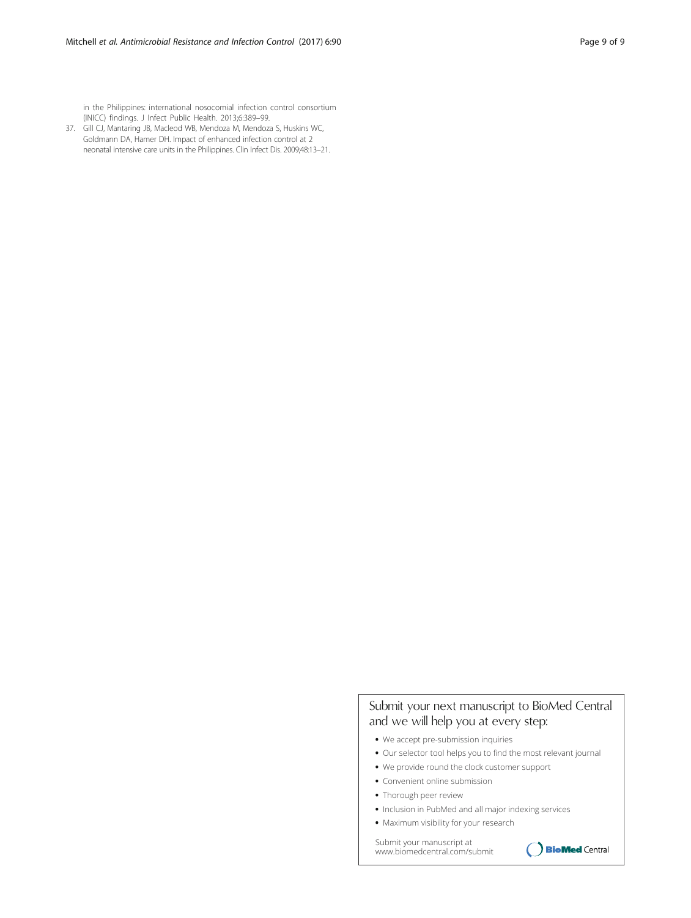in the Philippines: international nosocomial infection control consortium (INICC) findings. J Infect Public Health. 2013;6:389–99.

37. Gill CJ, Mantaring JB, Macleod WB, Mendoza M, Mendoza S, Huskins WC, Goldmann DA, Hamer DH. Impact of enhanced infection control at 2 neonatal intensive care units in the Philippines. Clin Infect Dis. 2009;48:13–21.

Submit your next manuscript to BioMed Central and we will help you at every step:

- We accept pre-submission inquiries
- Our selector tool helps you to find the most relevant journal
- We provide round the clock customer support
- Convenient online submission
- Thorough peer review
- Inclusion in PubMed and all major indexing services
- Maximum visibility for your research

Submit your manuscript at
www.biomedcentral.com/submit

BioMed Central